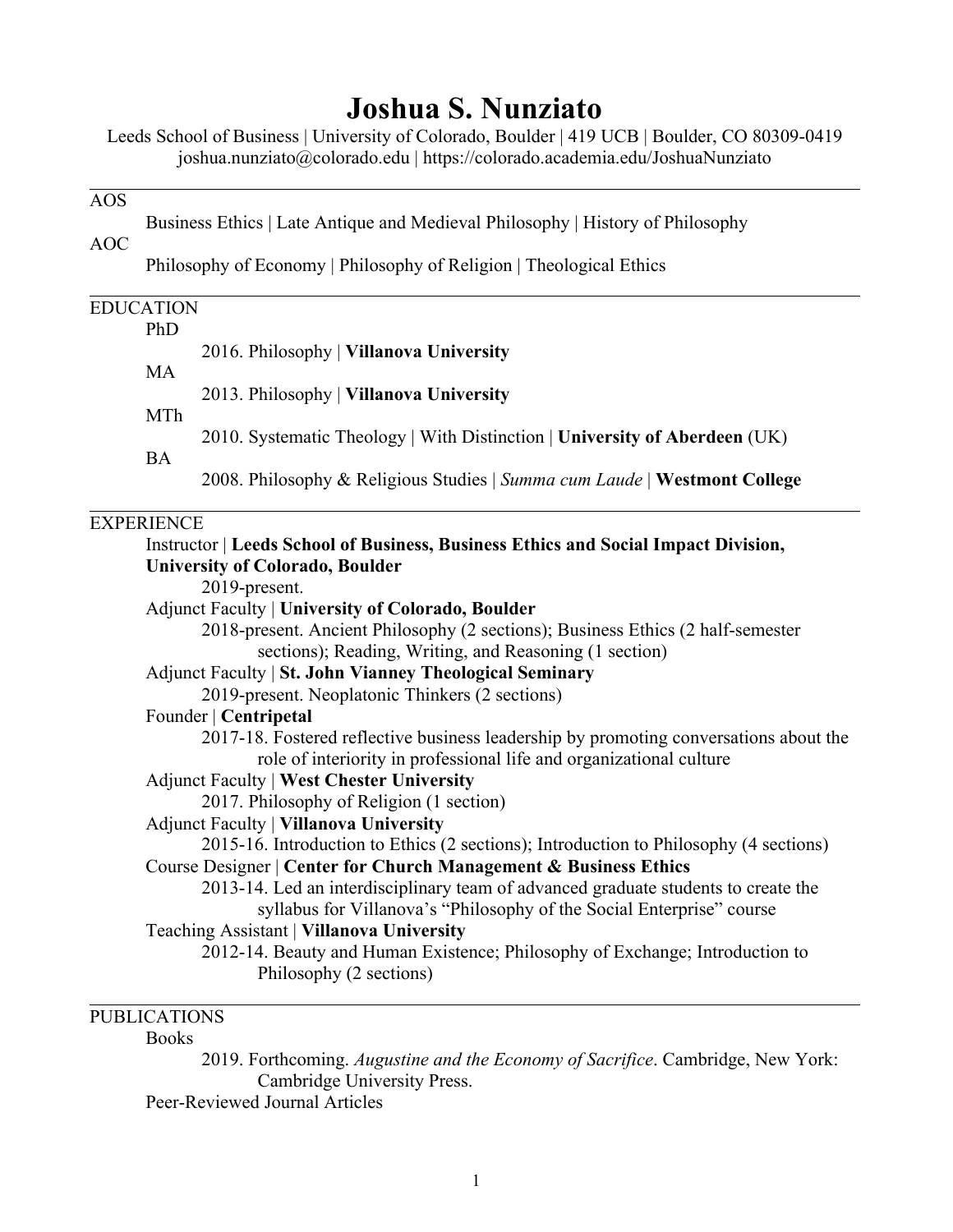# Joshua S. Nunziato

Leeds School of Business | University of Colorado, Boulder | 419 UCB | Boulder, CO 80309-0419
joshua.nunziato@colorado.edu | https://colorado.academia.edu/JoshuaNunziato

---

## AOS

Business Ethics | Late Antique and Medieval Philosophy | History of Philosophy

## AOC

Philosophy of Economy | Philosophy of Religion | Theological Ethics

---

## EDUCATION

### PhD

2016. Philosophy | **Villanova University**

### MA

2013. Philosophy | **Villanova University**

### MTh

2010. Systematic Theology | With Distinction | **University of Aberdeen** (UK)

### BA

2008. Philosophy & Religious Studies | *Summa cum Laude* | **Westmont College**

---

## EXPERIENCE

Instructor | **Leeds School of Business, Business Ethics and Social Impact Division, University of Colorado, Boulder**

- 2019-present.

Adjunct Faculty | **University of Colorado, Boulder**

- 2018-present. Ancient Philosophy (2 sections); Business Ethics (2 half-semester sections); Reading, Writing, and Reasoning (1 section)

Adjunct Faculty | **St. John Vianney Theological Seminary**

- 2019-present. Neoplatonic Thinkers (2 sections)

Founder | **Centripetal**

- 2017-18. Fostered reflective business leadership by promoting conversations about the role of interiority in professional life and organizational culture

Adjunct Faculty | **West Chester University**

- 2017. Philosophy of Religion (1 section)

Adjunct Faculty | **Villanova University**

- 2015-16. Introduction to Ethics (2 sections); Introduction to Philosophy (4 sections)

Course Designer | **Center for Church Management & Business Ethics**

- 2013-14. Led an interdisciplinary team of advanced graduate students to create the syllabus for Villanova's "Philosophy of the Social Enterprise" course

Teaching Assistant | **Villanova University**

- 2012-14. Beauty and Human Existence; Philosophy of Exchange; Introduction to Philosophy (2 sections)

---

## PUBLICATIONS

### Books

2019. Forthcoming. *Augustine and the Economy of Sacrifice*. Cambridge, New York: Cambridge University Press.

### Peer-Reviewed Journal Articles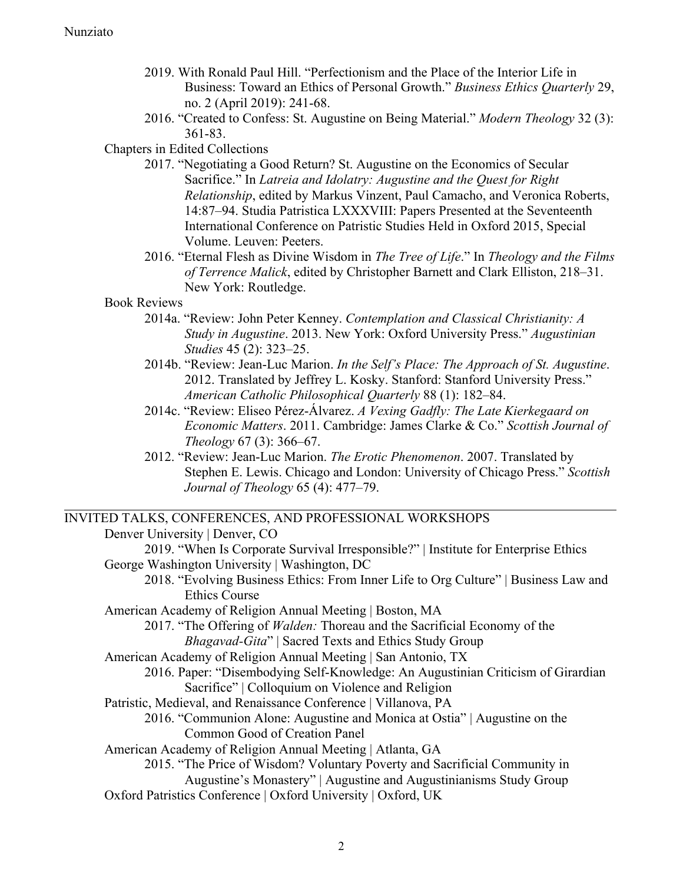- 2019. With Ronald Paul Hill. "Perfectionism and the Place of the Interior Life in Business: Toward an Ethics of Personal Growth." *Business Ethics Quarterly* 29, no. 2 (April 2019): 241-68.
- 2016. "Created to Confess: St. Augustine on Being Material." *Modern Theology* 32 (3): 361-83.

Chapters in Edited Collections

- 2017. "Negotiating a Good Return? St. Augustine on the Economics of Secular Sacrifice." In *Latreia and Idolatry: Augustine and the Quest for Right Relationship*, edited by Markus Vinzent, Paul Camacho, and Veronica Roberts, 14:87–94. Studia Patristica LXXXVIII: Papers Presented at the Seventeenth International Conference on Patristic Studies Held in Oxford 2015, Special Volume. Leuven: Peeters.
- 2016. "Eternal Flesh as Divine Wisdom in *The Tree of Life*." In *Theology and the Films of Terrence Malick*, edited by Christopher Barnett and Clark Elliston, 218–31. New York: Routledge.

Book Reviews

- 2014a. "Review: John Peter Kenney. *Contemplation and Classical Christianity: A Study in Augustine*. 2013. New York: Oxford University Press." *Augustinian Studies* 45 (2): 323–25.
- 2014b. "Review: Jean-Luc Marion. *In the Self's Place: The Approach of St. Augustine*. 2012. Translated by Jeffrey L. Kosky. Stanford: Stanford University Press." *American Catholic Philosophical Quarterly* 88 (1): 182–84.
- 2014c. "Review: Eliseo Pérez-Álvarez. *A Vexing Gadfly: The Late Kierkegaard on Economic Matters*. 2011. Cambridge: James Clarke & Co." *Scottish Journal of Theology* 67 (3): 366–67.
- 2012. "Review: Jean-Luc Marion. *The Erotic Phenomenon*. 2007. Translated by Stephen E. Lewis. Chicago and London: University of Chicago Press." *Scottish Journal of Theology* 65 (4): 477–79.

## INVITED TALKS, CONFERENCES, AND PROFESSIONAL WORKSHOPS

Denver University | Denver, CO

- 2019. "When Is Corporate Survival Irresponsible?" | Institute for Enterprise Ethics

George Washington University | Washington, DC

- 2018. "Evolving Business Ethics: From Inner Life to Org Culture" | Business Law and Ethics Course

American Academy of Religion Annual Meeting | Boston, MA

- 2017. "The Offering of *Walden:* Thoreau and the Sacrificial Economy of the *Bhagavad-Gita*" | Sacred Texts and Ethics Study Group

American Academy of Religion Annual Meeting | San Antonio, TX

- 2016. Paper: "Disembodying Self-Knowledge: An Augustinian Criticism of Girardian Sacrifice" | Colloquium on Violence and Religion

Patristic, Medieval, and Renaissance Conference | Villanova, PA

- 2016. "Communion Alone: Augustine and Monica at Ostia" | Augustine on the Common Good of Creation Panel

American Academy of Religion Annual Meeting | Atlanta, GA

- 2015. "The Price of Wisdom? Voluntary Poverty and Sacrificial Community in Augustine's Monastery" | Augustine and Augustinianisms Study Group

Oxford Patristics Conference | Oxford University | Oxford, UK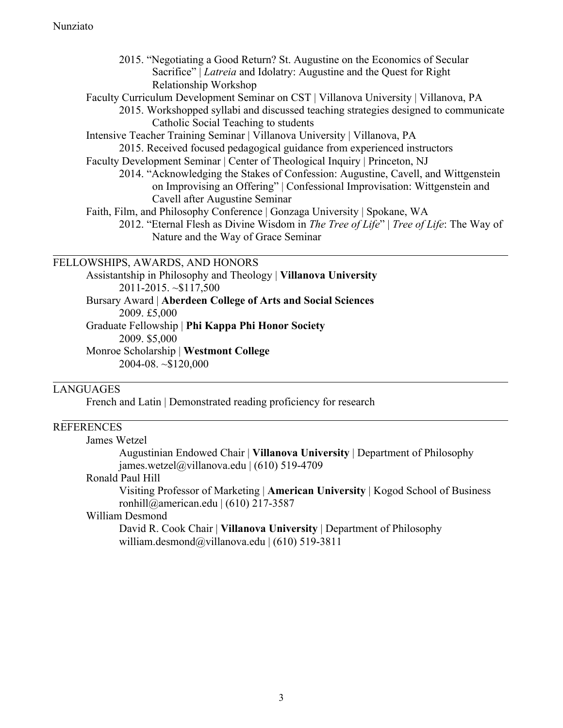2015. "Negotiating a Good Return? St. Augustine on the Economics of Secular Sacrifice" | *Latreia* and Idolatry: Augustine and the Quest for Right Relationship Workshop

Faculty Curriculum Development Seminar on CST | Villanova University | Villanova, PA

2015. Workshopped syllabi and discussed teaching strategies designed to communicate Catholic Social Teaching to students

Intensive Teacher Training Seminar | Villanova University | Villanova, PA

2015. Received focused pedagogical guidance from experienced instructors

Faculty Development Seminar | Center of Theological Inquiry | Princeton, NJ

2014. "Acknowledging the Stakes of Confession: Augustine, Cavell, and Wittgenstein on Improvising an Offering" | Confessional Improvisation: Wittgenstein and Cavell after Augustine Seminar

Faith, Film, and Philosophy Conference | Gonzaga University | Spokane, WA

2012. "Eternal Flesh as Divine Wisdom in *The Tree of Life*" | *Tree of Life*: The Way of Nature and the Way of Grace Seminar

## FELLOWSHIPS, AWARDS, AND HONORS

Assistantship in Philosophy and Theology | **Villanova University**
2011-2015. ~$117,500

Bursary Award | **Aberdeen College of Arts and Social Sciences**
2009. £5,000

Graduate Fellowship | **Phi Kappa Phi Honor Society**
2009. $5,000

Monroe Scholarship | **Westmont College**
2004-08. ~$120,000

## LANGUAGES

French and Latin | Demonstrated reading proficiency for research

## REFERENCES

James Wetzel
Augustinian Endowed Chair | **Villanova University** | Department of Philosophy
james.wetzel@villanova.edu | (610) 519-4709

Ronald Paul Hill
Visiting Professor of Marketing | **American University** | Kogod School of Business
ronhill@american.edu | (610) 217-3587

William Desmond
David R. Cook Chair | **Villanova University** | Department of Philosophy
william.desmond@villanova.edu | (610) 519-3811